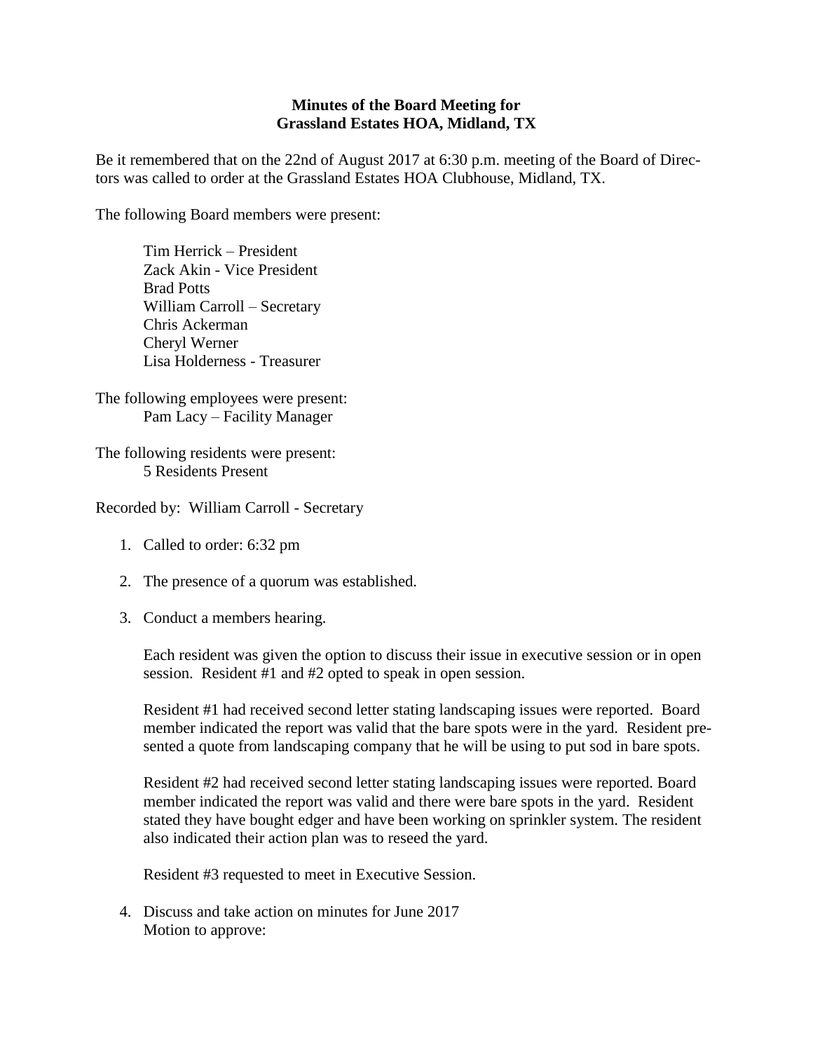**Minutes of the Board Meeting for**
**Grassland Estates HOA, Midland, TX**

Be it remembered that on the 22nd of August 2017 at 6:30 p.m. meeting of the Board of Directors was called to order at the Grassland Estates HOA Clubhouse, Midland, TX.

The following Board members were present:

Tim Herrick – President
Zack Akin - Vice President
Brad Potts
William Carroll – Secretary
Chris Ackerman
Cheryl Werner
Lisa Holderness - Treasurer

The following employees were present:
Pam Lacy – Facility Manager

The following residents were present:
5 Residents Present

Recorded by: William Carroll - Secretary

1. Called to order: 6:32 pm

2. The presence of a quorum was established.

3. Conduct a members hearing.

   Each resident was given the option to discuss their issue in executive session or in open session. Resident #1 and #2 opted to speak in open session.

   Resident #1 had received second letter stating landscaping issues were reported. Board member indicated the report was valid that the bare spots were in the yard. Resident presented a quote from landscaping company that he will be using to put sod in bare spots.

   Resident #2 had received second letter stating landscaping issues were reported. Board member indicated the report was valid and there were bare spots in the yard. Resident stated they have bought edger and have been working on sprinkler system. The resident also indicated their action plan was to reseed the yard.

   Resident #3 requested to meet in Executive Session.

4. Discuss and take action on minutes for June 2017
   Motion to approve: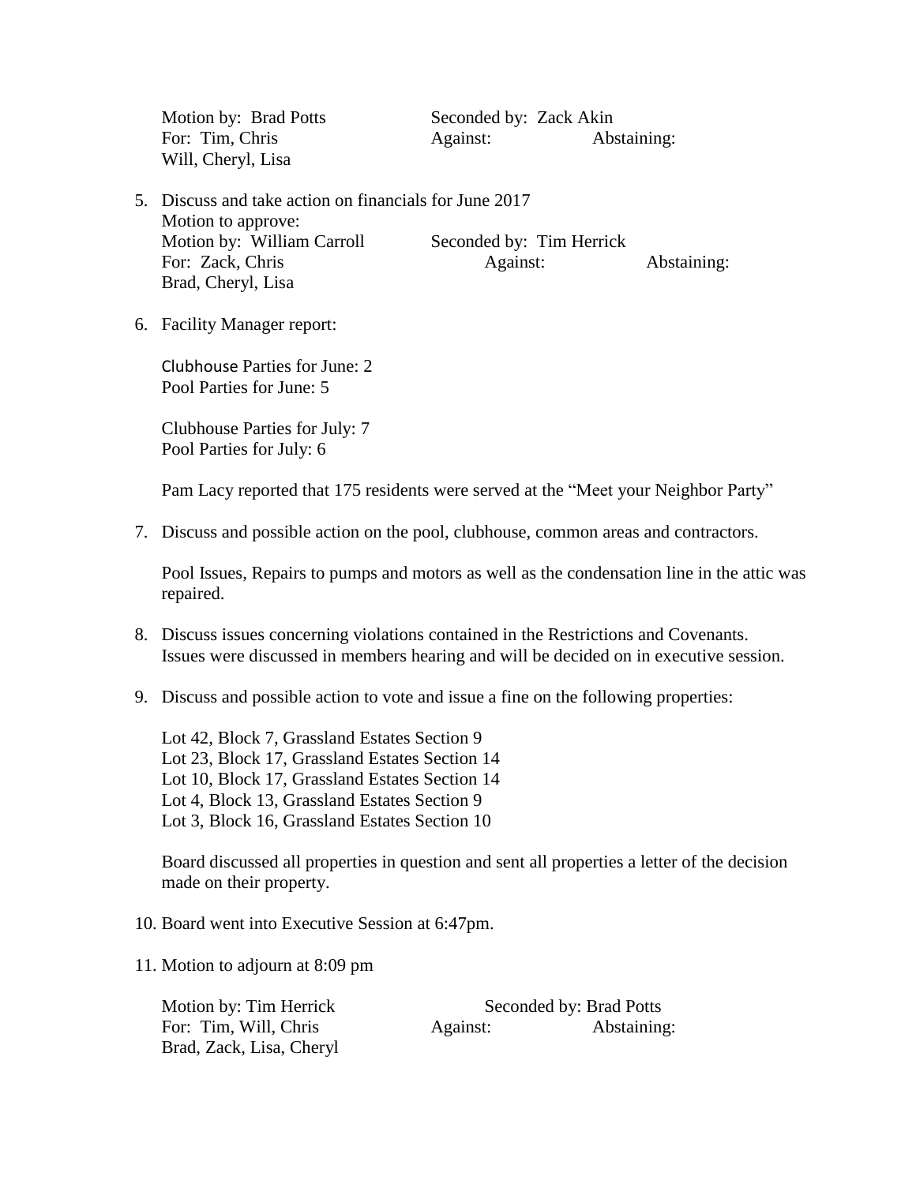Motion by: Brad Potts Seconded by: Zack Akin
For: Tim, Chris Against: Abstaining:
Will, Cheryl, Lisa

5. Discuss and take action on financials for June 2017
   Motion to approve:
   Motion by: William Carroll Seconded by: Tim Herrick
   For: Zack, Chris Against: Abstaining:
   Brad, Cheryl, Lisa

6. Facility Manager report:

   Clubhouse Parties for June: 2
   Pool Parties for June: 5

   Clubhouse Parties for July: 7
   Pool Parties for July: 6

   Pam Lacy reported that 175 residents were served at the "Meet your Neighbor Party"

7. Discuss and possible action on the pool, clubhouse, common areas and contractors.

   Pool Issues, Repairs to pumps and motors as well as the condensation line in the attic was repaired.

8. Discuss issues concerning violations contained in the Restrictions and Covenants.
   Issues were discussed in members hearing and will be decided on in executive session.

9. Discuss and possible action to vote and issue a fine on the following properties:

   Lot 42, Block 7, Grassland Estates Section 9
   Lot 23, Block 17, Grassland Estates Section 14
   Lot 10, Block 17, Grassland Estates Section 14
   Lot 4, Block 13, Grassland Estates Section 9
   Lot 3, Block 16, Grassland Estates Section 10

   Board discussed all properties in question and sent all properties a letter of the decision made on their property.

10. Board went into Executive Session at 6:47pm.

11. Motion to adjourn at 8:09 pm

    Motion by: Tim Herrick Seconded by: Brad Potts
    For: Tim, Will, Chris Against: Abstaining:
    Brad, Zack, Lisa, Cheryl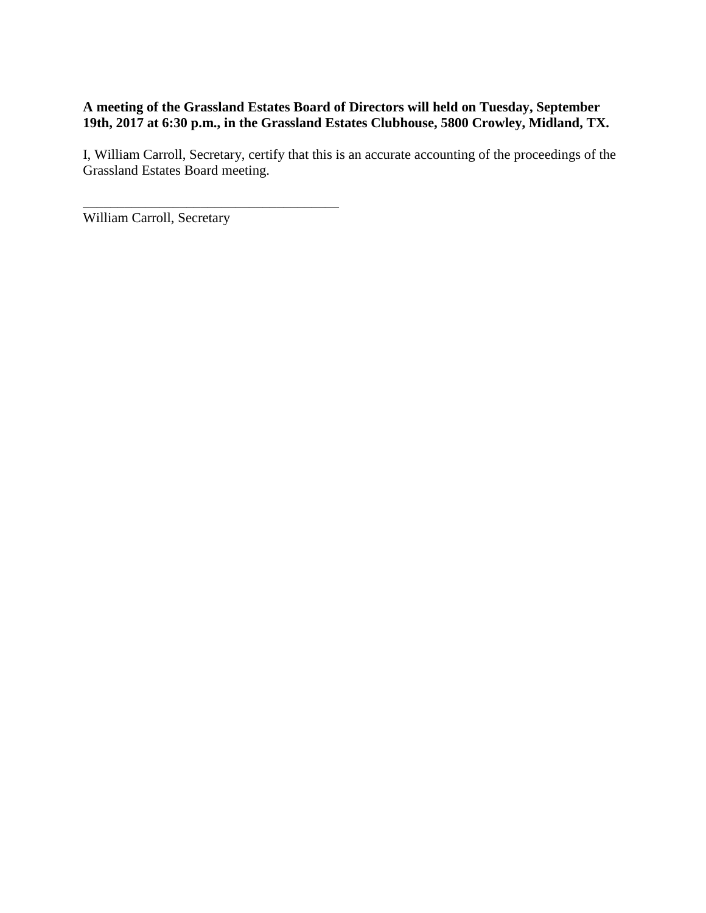**A meeting of the Grassland Estates Board of Directors will held on Tuesday, September 19th, 2017 at 6:30 p.m., in the Grassland Estates Clubhouse, 5800 Crowley, Midland, TX.**

I, William Carroll, Secretary, certify that this is an accurate accounting of the proceedings of the Grassland Estates Board meeting.

\_\_\_\_\_\_\_\_\_\_\_\_\_\_\_\_\_\_\_\_\_\_\_\_\_\_\_\_\_\_\_\_\_\_\_\_\_\_\_\_

William Carroll, Secretary